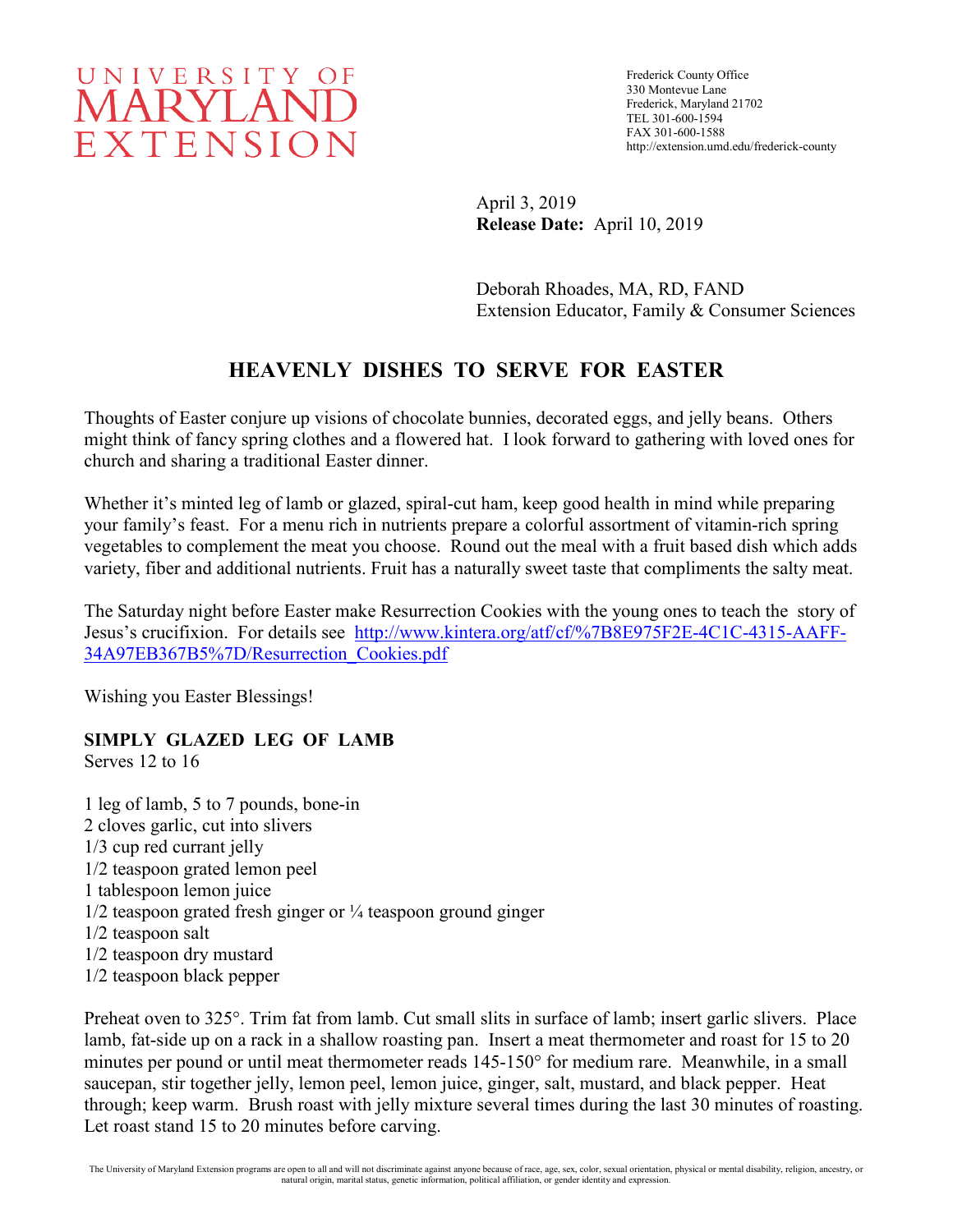UNIVERSITY OF MARYLAND EXTENSION

Frederick County Office
330 Montevue Lane
Frederick, Maryland 21702
TEL 301-600-1594
FAX 301-600-1588
http://extension.umd.edu/frederick-county

April 3, 2019
**Release Date:** April 10, 2019

Deborah Rhoades, MA, RD, FAND
Extension Educator, Family & Consumer Sciences

# HEAVENLY DISHES TO SERVE FOR EASTER

Thoughts of Easter conjure up visions of chocolate bunnies, decorated eggs, and jelly beans. Others might think of fancy spring clothes and a flowered hat. I look forward to gathering with loved ones for church and sharing a traditional Easter dinner.

Whether it's minted leg of lamb or glazed, spiral-cut ham, keep good health in mind while preparing your family's feast. For a menu rich in nutrients prepare a colorful assortment of vitamin-rich spring vegetables to complement the meat you choose. Round out the meal with a fruit based dish which adds variety, fiber and additional nutrients. Fruit has a naturally sweet taste that compliments the salty meat.

The Saturday night before Easter make Resurrection Cookies with the young ones to teach the story of Jesus's crucifixion. For details see http://www.kintera.org/atf/cf/%7B8E975F2E-4C1C-4315-AAFF-34A97EB367B5%7D/Resurrection_Cookies.pdf

Wishing you Easter Blessings!

**SIMPLY GLAZED LEG OF LAMB**
Serves 12 to 16

1 leg of lamb, 5 to 7 pounds, bone-in
2 cloves garlic, cut into slivers
1/3 cup red currant jelly
1/2 teaspoon grated lemon peel
1 tablespoon lemon juice
1/2 teaspoon grated fresh ginger or ¼ teaspoon ground ginger
1/2 teaspoon salt
1/2 teaspoon dry mustard
1/2 teaspoon black pepper

Preheat oven to 325°. Trim fat from lamb. Cut small slits in surface of lamb; insert garlic slivers. Place lamb, fat-side up on a rack in a shallow roasting pan. Insert a meat thermometer and roast for 15 to 20 minutes per pound or until meat thermometer reads 145-150° for medium rare. Meanwhile, in a small saucepan, stir together jelly, lemon peel, lemon juice, ginger, salt, mustard, and black pepper. Heat through; keep warm. Brush roast with jelly mixture several times during the last 30 minutes of roasting. Let roast stand 15 to 20 minutes before carving.

The University of Maryland Extension programs are open to all and will not discriminate against anyone because of race, age, sex, color, sexual orientation, physical or mental disability, religion, ancestry, or natural origin, marital status, genetic information, political affiliation, or gender identity and expression.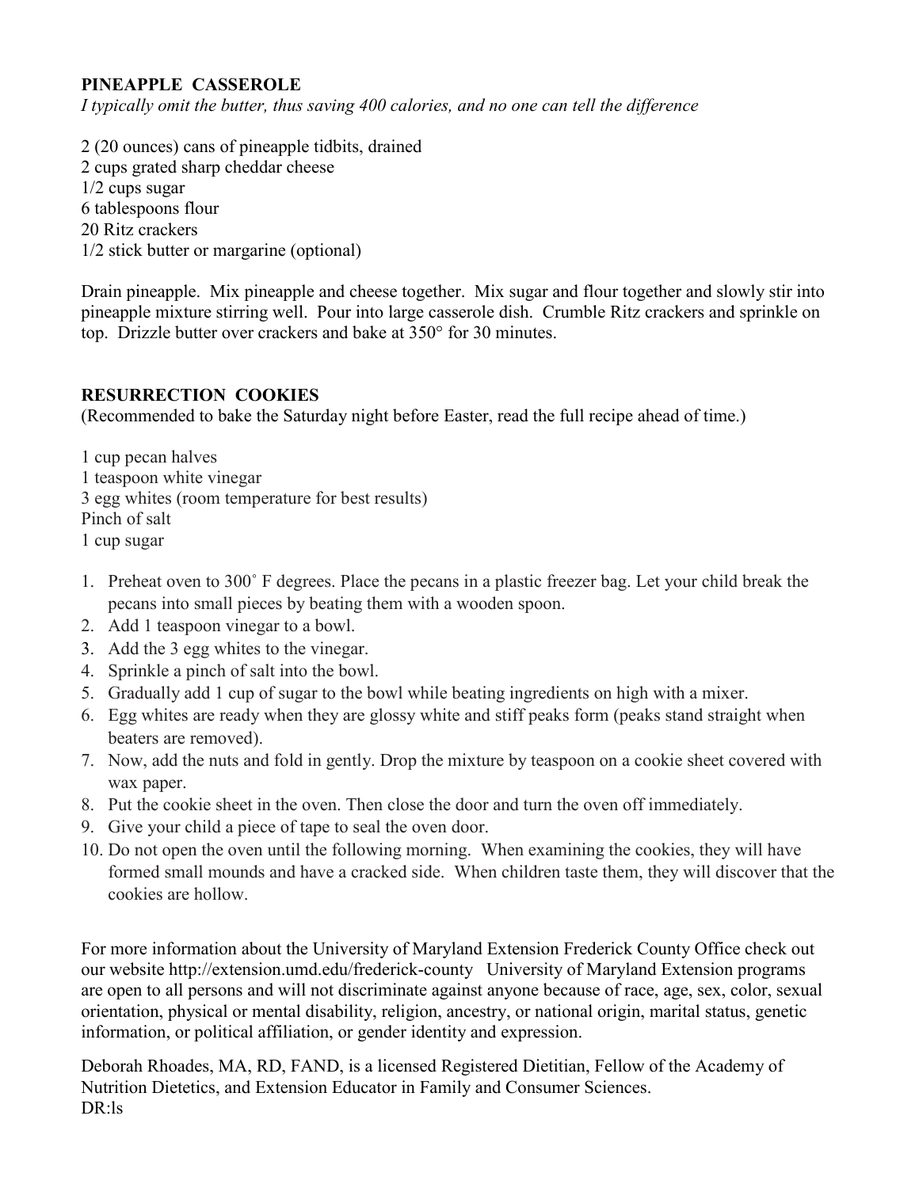**PINEAPPLE CASSEROLE**

*I typically omit the butter, thus saving 400 calories, and no one can tell the difference*

2 (20 ounces) cans of pineapple tidbits, drained
2 cups grated sharp cheddar cheese
1/2 cups sugar
6 tablespoons flour
20 Ritz crackers
1/2 stick butter or margarine (optional)

Drain pineapple. Mix pineapple and cheese together. Mix sugar and flour together and slowly stir into pineapple mixture stirring well. Pour into large casserole dish. Crumble Ritz crackers and sprinkle on top. Drizzle butter over crackers and bake at 350° for 30 minutes.

**RESURRECTION COOKIES**

(Recommended to bake the Saturday night before Easter, read the full recipe ahead of time.)

1 cup pecan halves
1 teaspoon white vinegar
3 egg whites (room temperature for best results)
Pinch of salt
1 cup sugar

1. Preheat oven to 300˚ F degrees. Place the pecans in a plastic freezer bag. Let your child break the pecans into small pieces by beating them with a wooden spoon.
2. Add 1 teaspoon vinegar to a bowl.
3. Add the 3 egg whites to the vinegar.
4. Sprinkle a pinch of salt into the bowl.
5. Gradually add 1 cup of sugar to the bowl while beating ingredients on high with a mixer.
6. Egg whites are ready when they are glossy white and stiff peaks form (peaks stand straight when beaters are removed).
7. Now, add the nuts and fold in gently. Drop the mixture by teaspoon on a cookie sheet covered with wax paper.
8. Put the cookie sheet in the oven. Then close the door and turn the oven off immediately.
9. Give your child a piece of tape to seal the oven door.
10. Do not open the oven until the following morning. When examining the cookies, they will have formed small mounds and have a cracked side. When children taste them, they will discover that the cookies are hollow.

For more information about the University of Maryland Extension Frederick County Office check out our website http://extension.umd.edu/frederick-county University of Maryland Extension programs are open to all persons and will not discriminate against anyone because of race, age, sex, color, sexual orientation, physical or mental disability, religion, ancestry, or national origin, marital status, genetic information, or political affiliation, or gender identity and expression.

Deborah Rhoades, MA, RD, FAND, is a licensed Registered Dietitian, Fellow of the Academy of Nutrition Dietetics, and Extension Educator in Family and Consumer Sciences.
DR:ls